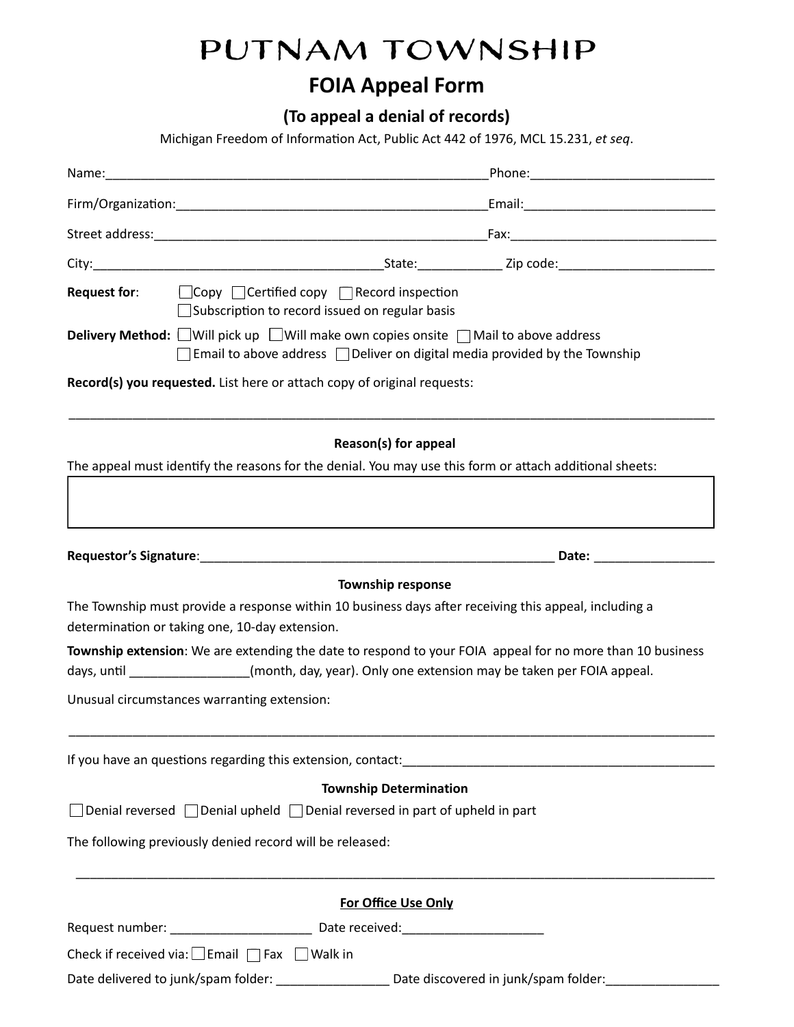# PUTNAM TOWNSHIP

## FOIA Appeal Form

### (To appeal a denial of records)

Michigan Freedom of Information Act, Public Act 442 of 1976, MCL 15.231, *et seq*.

Name:_______________________________________________________Phone:_________________________

Firm/Organization:____________________________________________Email:__________________________

Street address:_______________________________________________Fax:____________________________

City:__________________________________________State:___________ Zip code:______________________

**Request for**: ☐Copy ☐Certified copy ☐Record inspection
☐Subscription to record issued on regular basis

**Delivery Method:** ☐Will pick up ☐Will make own copies onsite ☐Mail to above address
☐Email to above address ☐Deliver on digital media provided by the Township

**Record(s) you requested.** List here or attach copy of original requests:

_____________________________________________________________________________________________

**Reason(s) for appeal**

The appeal must identify the reasons for the denial. You may use this form or attach additional sheets:

**Requestor's Signature**:___________________________________________________ **Date:** _________________

**Township response**

The Township must provide a response within 10 business days after receiving this appeal, including a determination or taking one, 10-day extension.

**Township extension**: We are extending the date to respond to your FOIA appeal for no more than 10 business days, until ________________(month, day, year). Only one extension may be taken per FOIA appeal.

Unusual circumstances warranting extension:

_____________________________________________________________________________________________

If you have an questions regarding this extension, contact:_____________________________________________

**Township Determination**

☐Denial reversed ☐Denial upheld ☐Denial reversed in part of upheld in part

The following previously denied record will be released:

_____________________________________________________________________________________________

**For Office Use Only**

Request number: ____________________ Date received:____________________

Check if received via: ☐Email ☐Fax ☐Walk in

Date delivered to junk/spam folder: ________________ Date discovered in junk/spam folder:________________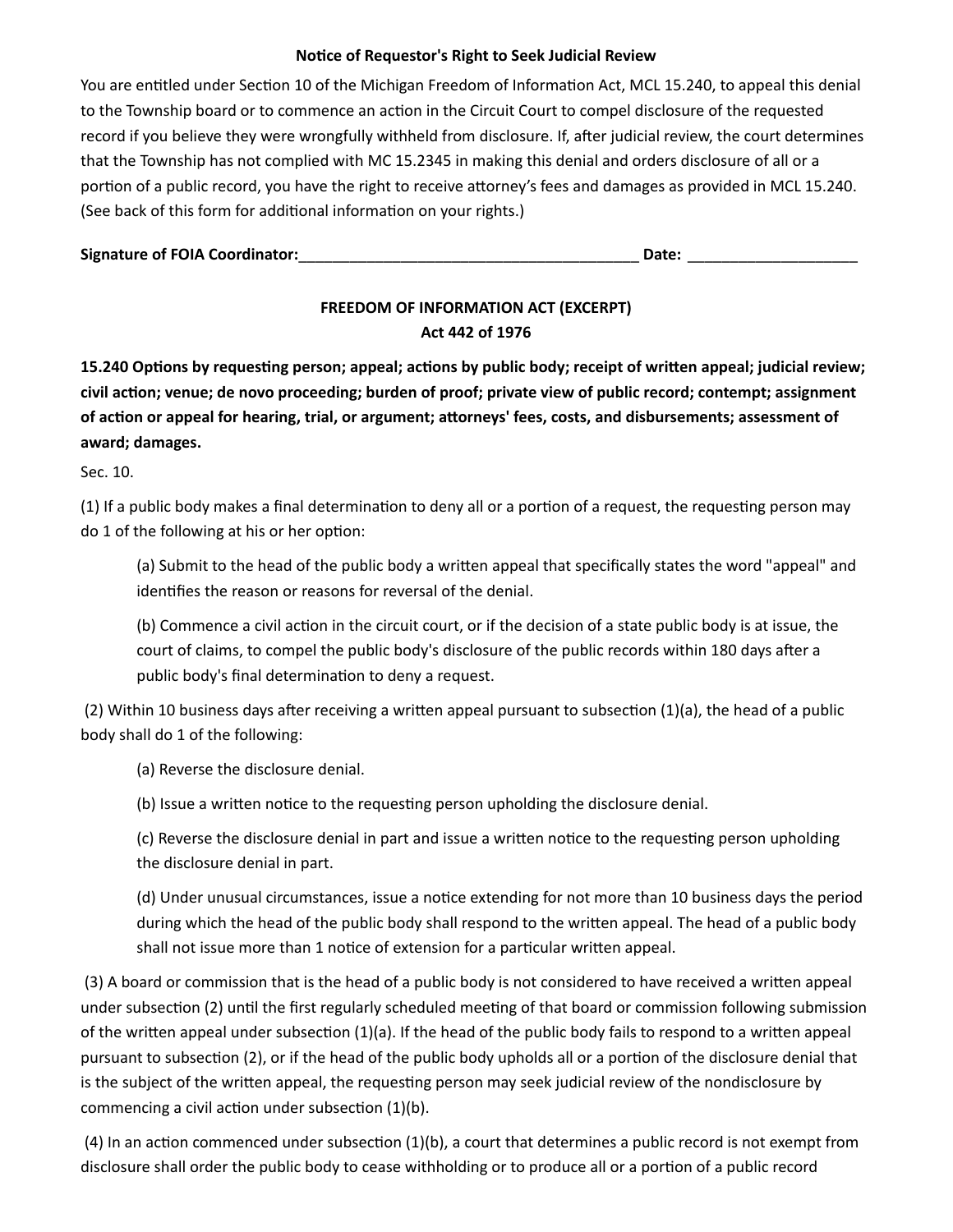**Notice of Requestor's Right to Seek Judicial Review**

You are entitled under Section 10 of the Michigan Freedom of Information Act, MCL 15.240, to appeal this denial to the Township board or to commence an action in the Circuit Court to compel disclosure of the requested record if you believe they were wrongfully withheld from disclosure. If, after judicial review, the court determines that the Township has not complied with MC 15.2345 in making this denial and orders disclosure of all or a portion of a public record, you have the right to receive attorney's fees and damages as provided in MCL 15.240. (See back of this form for additional information on your rights.)

**Signature of FOIA Coordinator:**________________________________________ **Date:** ____________________

**FREEDOM OF INFORMATION ACT (EXCERPT)**
**Act 442 of 1976**

**15.240 Options by requesting person; appeal; actions by public body; receipt of written appeal; judicial review; civil action; venue; de novo proceeding; burden of proof; private view of public record; contempt; assignment of action or appeal for hearing, trial, or argument; attorneys' fees, costs, and disbursements; assessment of award; damages.**

Sec. 10.

(1) If a public body makes a final determination to deny all or a portion of a request, the requesting person may do 1 of the following at his or her option:

> (a) Submit to the head of the public body a written appeal that specifically states the word "appeal" and identifies the reason or reasons for reversal of the denial.
>
> (b) Commence a civil action in the circuit court, or if the decision of a state public body is at issue, the court of claims, to compel the public body's disclosure of the public records within 180 days after a public body's final determination to deny a request.

(2) Within 10 business days after receiving a written appeal pursuant to subsection (1)(a), the head of a public body shall do 1 of the following:

> (a) Reverse the disclosure denial.
>
> (b) Issue a written notice to the requesting person upholding the disclosure denial.
>
> (c) Reverse the disclosure denial in part and issue a written notice to the requesting person upholding the disclosure denial in part.
>
> (d) Under unusual circumstances, issue a notice extending for not more than 10 business days the period during which the head of the public body shall respond to the written appeal. The head of a public body shall not issue more than 1 notice of extension for a particular written appeal.

(3) A board or commission that is the head of a public body is not considered to have received a written appeal under subsection (2) until the first regularly scheduled meeting of that board or commission following submission of the written appeal under subsection (1)(a). If the head of the public body fails to respond to a written appeal pursuant to subsection (2), or if the head of the public body upholds all or a portion of the disclosure denial that is the subject of the written appeal, the requesting person may seek judicial review of the nondisclosure by commencing a civil action under subsection (1)(b).

(4) In an action commenced under subsection (1)(b), a court that determines a public record is not exempt from disclosure shall order the public body to cease withholding or to produce all or a portion of a public record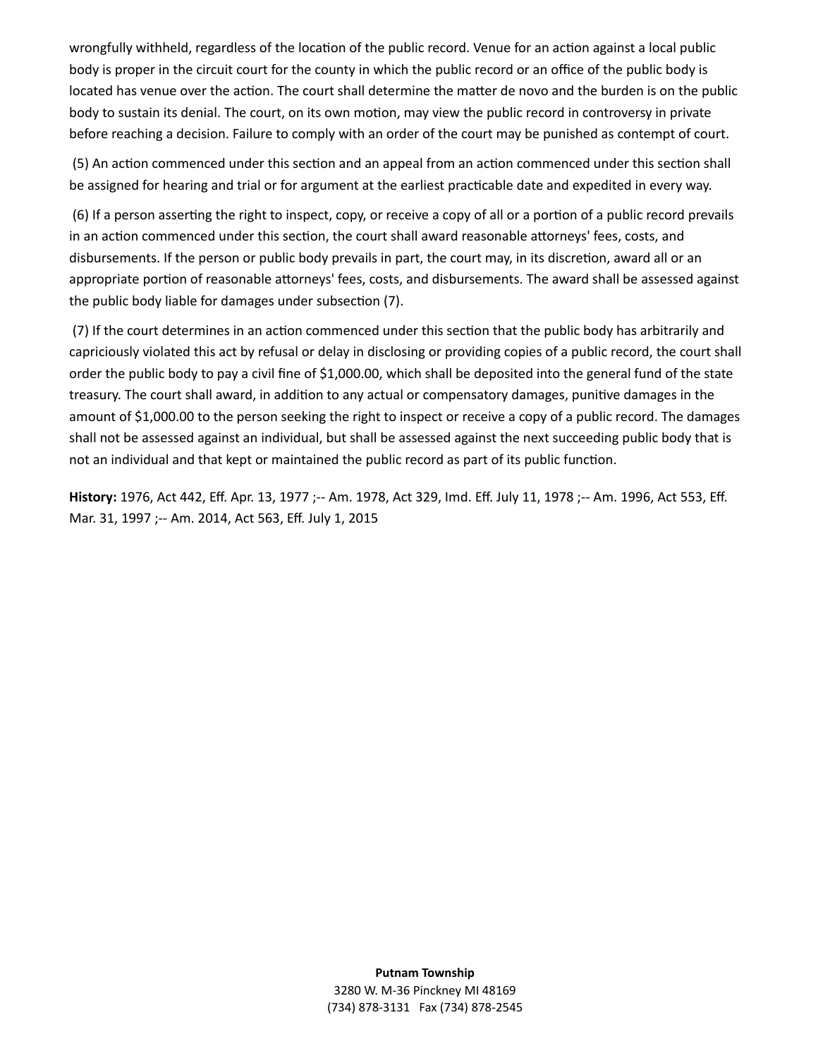wrongfully withheld, regardless of the location of the public record. Venue for an action against a local public body is proper in the circuit court for the county in which the public record or an office of the public body is located has venue over the action. The court shall determine the matter de novo and the burden is on the public body to sustain its denial. The court, on its own motion, may view the public record in controversy in private before reaching a decision. Failure to comply with an order of the court may be punished as contempt of court.

(5) An action commenced under this section and an appeal from an action commenced under this section shall be assigned for hearing and trial or for argument at the earliest practicable date and expedited in every way.

(6) If a person asserting the right to inspect, copy, or receive a copy of all or a portion of a public record prevails in an action commenced under this section, the court shall award reasonable attorneys' fees, costs, and disbursements. If the person or public body prevails in part, the court may, in its discretion, award all or an appropriate portion of reasonable attorneys' fees, costs, and disbursements. The award shall be assessed against the public body liable for damages under subsection (7).

(7) If the court determines in an action commenced under this section that the public body has arbitrarily and capriciously violated this act by refusal or delay in disclosing or providing copies of a public record, the court shall order the public body to pay a civil fine of $1,000.00, which shall be deposited into the general fund of the state treasury. The court shall award, in addition to any actual or compensatory damages, punitive damages in the amount of $1,000.00 to the person seeking the right to inspect or receive a copy of a public record. The damages shall not be assessed against an individual, but shall be assessed against the next succeeding public body that is not an individual and that kept or maintained the public record as part of its public function.

**History:** 1976, Act 442, Eff. Apr. 13, 1977 ;-- Am. 1978, Act 329, Imd. Eff. July 11, 1978 ;-- Am. 1996, Act 553, Eff. Mar. 31, 1997 ;-- Am. 2014, Act 563, Eff. July 1, 2015

**Putnam Township**
3280 W. M-36 Pinckney MI 48169
(734) 878-3131 Fax (734) 878-2545